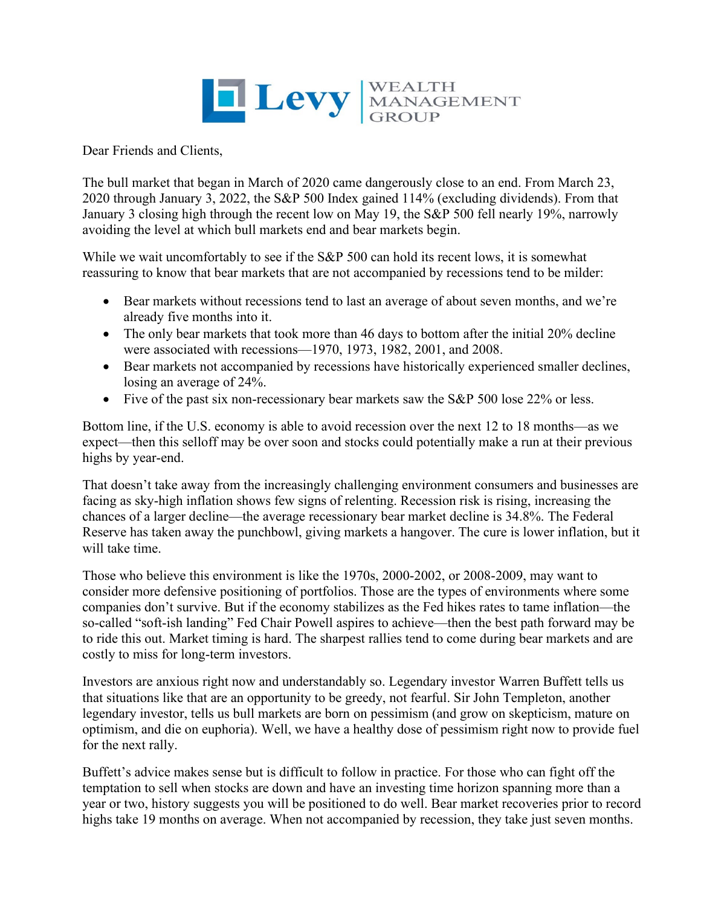Levy | WEALTH MANAGEMENT GROUP

Dear Friends and Clients,

The bull market that began in March of 2020 came dangerously close to an end. From March 23, 2020 through January 3, 2022, the S&P 500 Index gained 114% (excluding dividends). From that January 3 closing high through the recent low on May 19, the S&P 500 fell nearly 19%, narrowly avoiding the level at which bull markets end and bear markets begin.

While we wait uncomfortably to see if the S&P 500 can hold its recent lows, it is somewhat reassuring to know that bear markets that are not accompanied by recessions tend to be milder:

- Bear markets without recessions tend to last an average of about seven months, and we're already five months into it.
- The only bear markets that took more than 46 days to bottom after the initial 20% decline were associated with recessions—1970, 1973, 1982, 2001, and 2008.
- Bear markets not accompanied by recessions have historically experienced smaller declines, losing an average of 24%.
- Five of the past six non-recessionary bear markets saw the S&P 500 lose 22% or less.

Bottom line, if the U.S. economy is able to avoid recession over the next 12 to 18 months—as we expect—then this selloff may be over soon and stocks could potentially make a run at their previous highs by year-end.

That doesn't take away from the increasingly challenging environment consumers and businesses are facing as sky-high inflation shows few signs of relenting. Recession risk is rising, increasing the chances of a larger decline—the average recessionary bear market decline is 34.8%. The Federal Reserve has taken away the punchbowl, giving markets a hangover. The cure is lower inflation, but it will take time.

Those who believe this environment is like the 1970s, 2000-2002, or 2008-2009, may want to consider more defensive positioning of portfolios. Those are the types of environments where some companies don't survive. But if the economy stabilizes as the Fed hikes rates to tame inflation—the so-called "soft-ish landing" Fed Chair Powell aspires to achieve—then the best path forward may be to ride this out. Market timing is hard. The sharpest rallies tend to come during bear markets and are costly to miss for long-term investors.

Investors are anxious right now and understandably so. Legendary investor Warren Buffett tells us that situations like that are an opportunity to be greedy, not fearful. Sir John Templeton, another legendary investor, tells us bull markets are born on pessimism (and grow on skepticism, mature on optimism, and die on euphoria). Well, we have a healthy dose of pessimism right now to provide fuel for the next rally.

Buffett's advice makes sense but is difficult to follow in practice. For those who can fight off the temptation to sell when stocks are down and have an investing time horizon spanning more than a year or two, history suggests you will be positioned to do well. Bear market recoveries prior to record highs take 19 months on average. When not accompanied by recession, they take just seven months.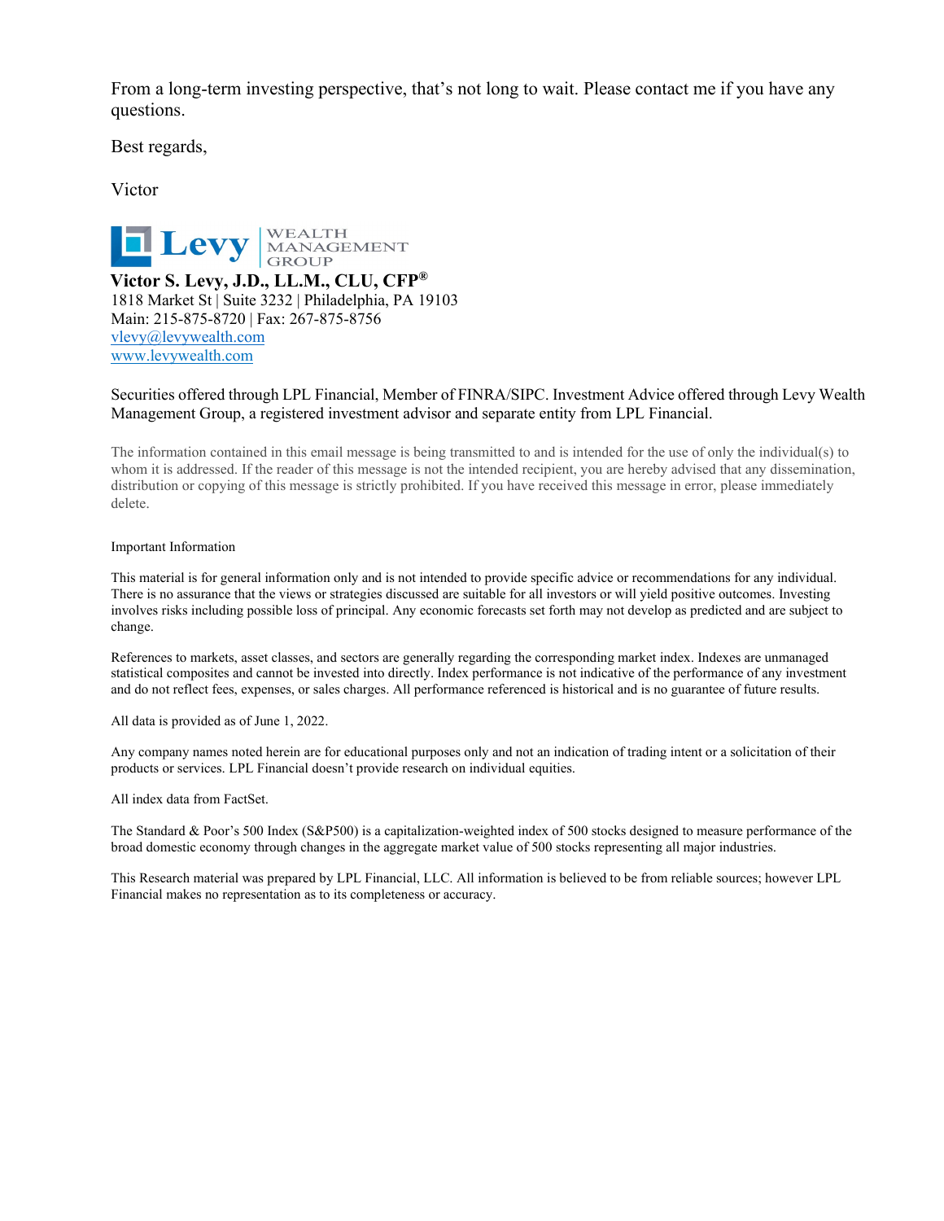From a long-term investing perspective, that's not long to wait. Please contact me if you have any questions.

Best regards,

Victor

Levy WEALTH MANAGEMENT GROUP

**Victor S. Levy, J.D., LL.M., CLU, CFP®**
1818 Market St | Suite 3232 | Philadelphia, PA 19103
Main: 215-875-8720 | Fax: 267-875-8756
vlevy@levywealth.com
www.levywealth.com

Securities offered through LPL Financial, Member of FINRA/SIPC. Investment Advice offered through Levy Wealth Management Group, a registered investment advisor and separate entity from LPL Financial.

The information contained in this email message is being transmitted to and is intended for the use of only the individual(s) to whom it is addressed. If the reader of this message is not the intended recipient, you are hereby advised that any dissemination, distribution or copying of this message is strictly prohibited. If you have received this message in error, please immediately delete.

Important Information

This material is for general information only and is not intended to provide specific advice or recommendations for any individual. There is no assurance that the views or strategies discussed are suitable for all investors or will yield positive outcomes. Investing involves risks including possible loss of principal. Any economic forecasts set forth may not develop as predicted and are subject to change.

References to markets, asset classes, and sectors are generally regarding the corresponding market index. Indexes are unmanaged statistical composites and cannot be invested into directly. Index performance is not indicative of the performance of any investment and do not reflect fees, expenses, or sales charges. All performance referenced is historical and is no guarantee of future results.

All data is provided as of June 1, 2022.

Any company names noted herein are for educational purposes only and not an indication of trading intent or a solicitation of their products or services. LPL Financial doesn't provide research on individual equities.

All index data from FactSet.

The Standard & Poor's 500 Index (S&P500) is a capitalization-weighted index of 500 stocks designed to measure performance of the broad domestic economy through changes in the aggregate market value of 500 stocks representing all major industries.

This Research material was prepared by LPL Financial, LLC. All information is believed to be from reliable sources; however LPL Financial makes no representation as to its completeness or accuracy.